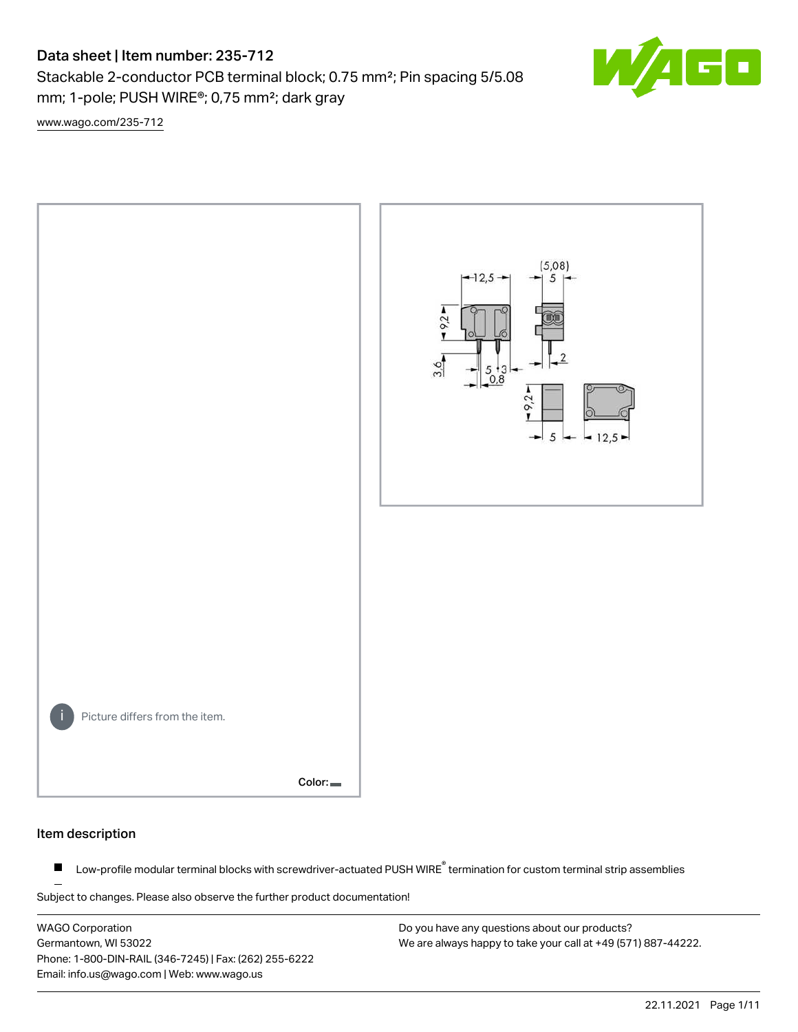# Data sheet | Item number: 235-712

Stackable 2-conductor PCB terminal block; 0.75 mm²; Pin spacing 5/5.08 mm; 1-pole; PUSH WIRE®; 0,75 mm²; dark gray

www.wago.com/235-712

Picture differs from the item.

Color:

## Item description

- Low-profile modular terminal blocks with screwdriver-actuated PUSH WIRE® termination for custom terminal strip assemblies

Subject to changes. Please also observe the further product documentation!

WAGO Corporation
Germantown, WI 53022
Phone: 1-800-DIN-RAIL (346-7245) | Fax: (262) 255-6222
Email: info.us@wago.com | Web: www.wago.us

Do you have any questions about our products?
We are always happy to take your call at +49 (571) 887-44222.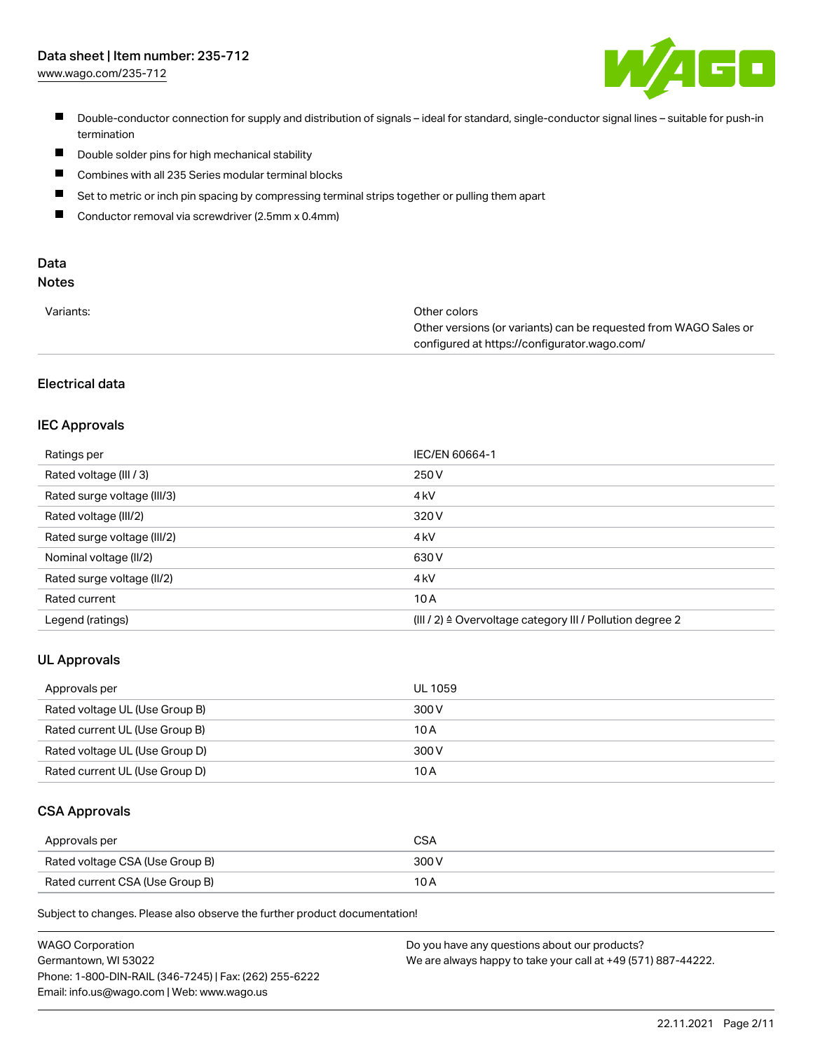- Double-conductor connection for supply and distribution of signals – ideal for standard, single-conductor signal lines – suitable for push-in termination
- Double solder pins for high mechanical stability
- Combines with all 235 Series modular terminal blocks
- Set to metric or inch pin spacing by compressing terminal strips together or pulling them apart
- Conductor removal via screwdriver (2.5mm x 0.4mm)

## Data

### Notes

| | |
|---|---|
| Variants: | Other colors<br>Other versions (or variants) can be requested from WAGO Sales or configured at https://configurator.wago.com/ |

### Electrical data

#### IEC Approvals

| | |
|---|---|
| Ratings per | IEC/EN 60664-1 |
| Rated voltage (III / 3) | 250 V |
| Rated surge voltage (III/3) | 4 kV |
| Rated voltage (III/2) | 320 V |
| Rated surge voltage (III/2) | 4 kV |
| Nominal voltage (II/2) | 630 V |
| Rated surge voltage (II/2) | 4 kV |
| Rated current | 10 A |
| Legend (ratings) | (III / 2) ≙ Overvoltage category III / Pollution degree 2 |

#### UL Approvals

| | |
|---|---|
| Approvals per | UL 1059 |
| Rated voltage UL (Use Group B) | 300 V |
| Rated current UL (Use Group B) | 10 A |
| Rated voltage UL (Use Group D) | 300 V |
| Rated current UL (Use Group D) | 10 A |

#### CSA Approvals

| | |
|---|---|
| Approvals per | CSA |
| Rated voltage CSA (Use Group B) | 300 V |
| Rated current CSA (Use Group B) | 10 A |

Subject to changes. Please also observe the further product documentation!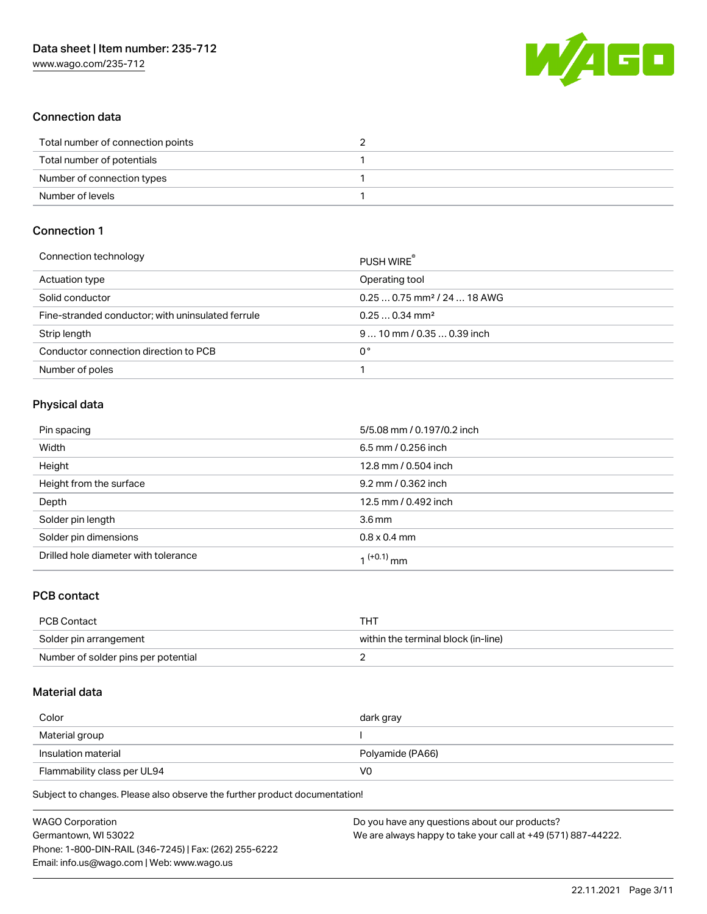## Connection data

| | |
|---|---|
| Total number of connection points | 2 |
| Total number of potentials | 1 |
| Number of connection types | 1 |
| Number of levels | 1 |

## Connection 1

| | |
|---|---|
| Connection technology | PUSH WIRE® |
| Actuation type | Operating tool |
| Solid conductor | 0.25 … 0.75 mm² / 24 … 18 AWG |
| Fine-stranded conductor; with uninsulated ferrule | 0.25 … 0.34 mm² |
| Strip length | 9 … 10 mm / 0.35 … 0.39 inch |
| Conductor connection direction to PCB | 0 ° |
| Number of poles | 1 |

## Physical data

| | |
|---|---|
| Pin spacing | 5/5.08 mm / 0.197/0.2 inch |
| Width | 6.5 mm / 0.256 inch |
| Height | 12.8 mm / 0.504 inch |
| Height from the surface | 9.2 mm / 0.362 inch |
| Depth | 12.5 mm / 0.492 inch |
| Solder pin length | 3.6 mm |
| Solder pin dimensions | 0.8 x 0.4 mm |
| Drilled hole diameter with tolerance | $1^{(+0.1)}$ mm |

## PCB contact

| | |
|---|---|
| PCB Contact | THT |
| Solder pin arrangement | within the terminal block (in-line) |
| Number of solder pins per potential | 2 |

## Material data

| | |
|---|---|
| Color | dark gray |
| Material group | I |
| Insulation material | Polyamide (PA66) |
| Flammability class per UL94 | V0 |

Subject to changes. Please also observe the further product documentation!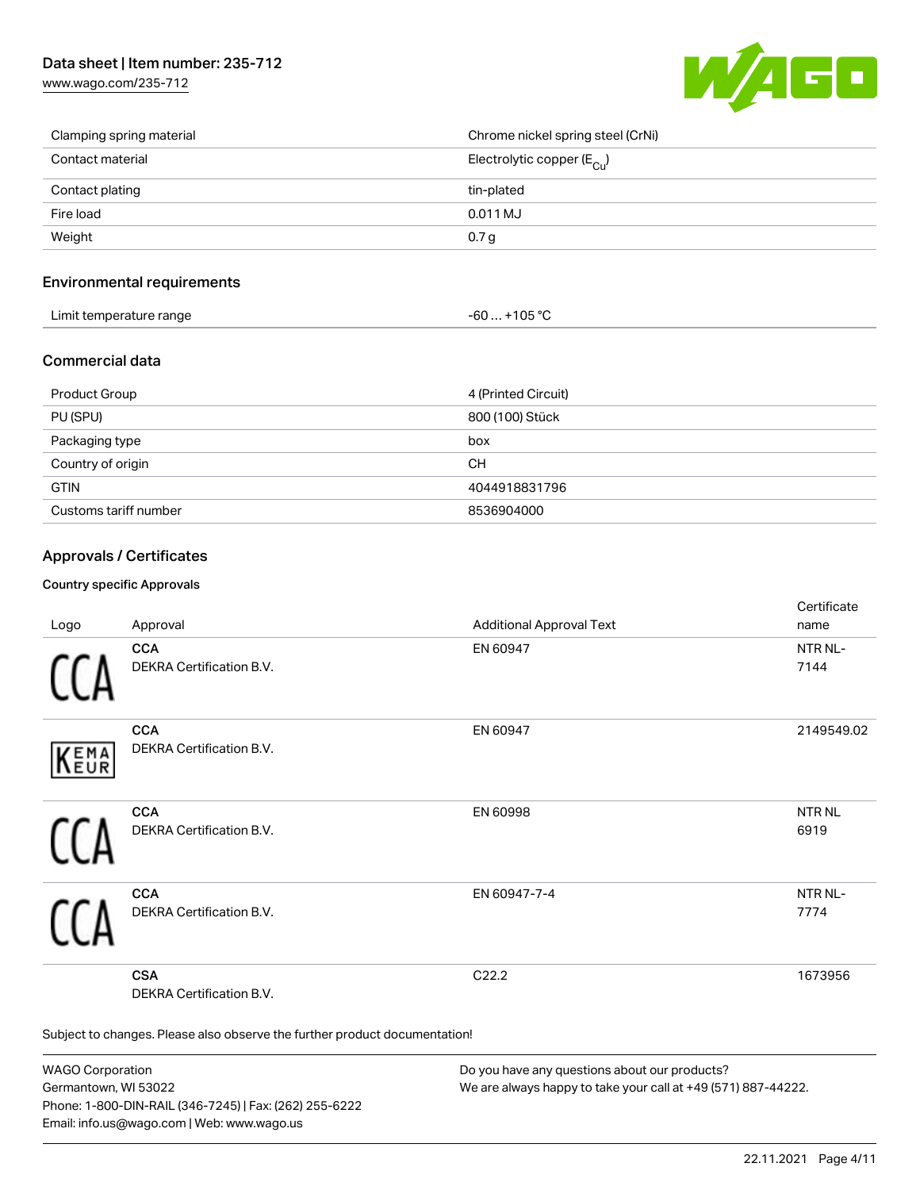| | |
|---|---|
| Clamping spring material | Chrome nickel spring steel (CrNi) |
| Contact material | Electrolytic copper ($E_{Cu}$) |
| Contact plating | tin-plated |
| Fire load | 0.011 MJ |
| Weight | 0.7 g |

## Environmental requirements

| | |
|---|---|
| Limit temperature range | -60 … +105 °C |

## Commercial data

| | |
|---|---|
| Product Group | 4 (Printed Circuit) |
| PU (SPU) | 800 (100) Stück |
| Packaging type | box |
| Country of origin | CH |
| GTIN | 4044918831796 |
| Customs tariff number | 8536904000 |

## Approvals / Certificates

### Country specific Approvals

| Logo | Approval | Additional Approval Text | Certificate name |
|---|---|---|---|
| CCA | **CCA**<br>DEKRA Certification B.V. | EN 60947 | NTR NL-7144 |
| KEMA EUR | **CCA**<br>DEKRA Certification B.V. | EN 60947 | 2149549.02 |
| CCA | **CCA**<br>DEKRA Certification B.V. | EN 60998 | NTR NL 6919 |
| CCA | **CCA**<br>DEKRA Certification B.V. | EN 60947-7-4 | NTR NL-7774 |
| | **CSA**<br>DEKRA Certification B.V. | C22.2 | 1673956 |

Subject to changes. Please also observe the further product documentation!

WAGO Corporation
Germantown, WI 53022
Phone: 1-800-DIN-RAIL (346-7245) | Fax: (262) 255-6222
Email: info.us@wago.com | Web: www.wago.us

Do you have any questions about our products?
We are always happy to take your call at +49 (571) 887-44222.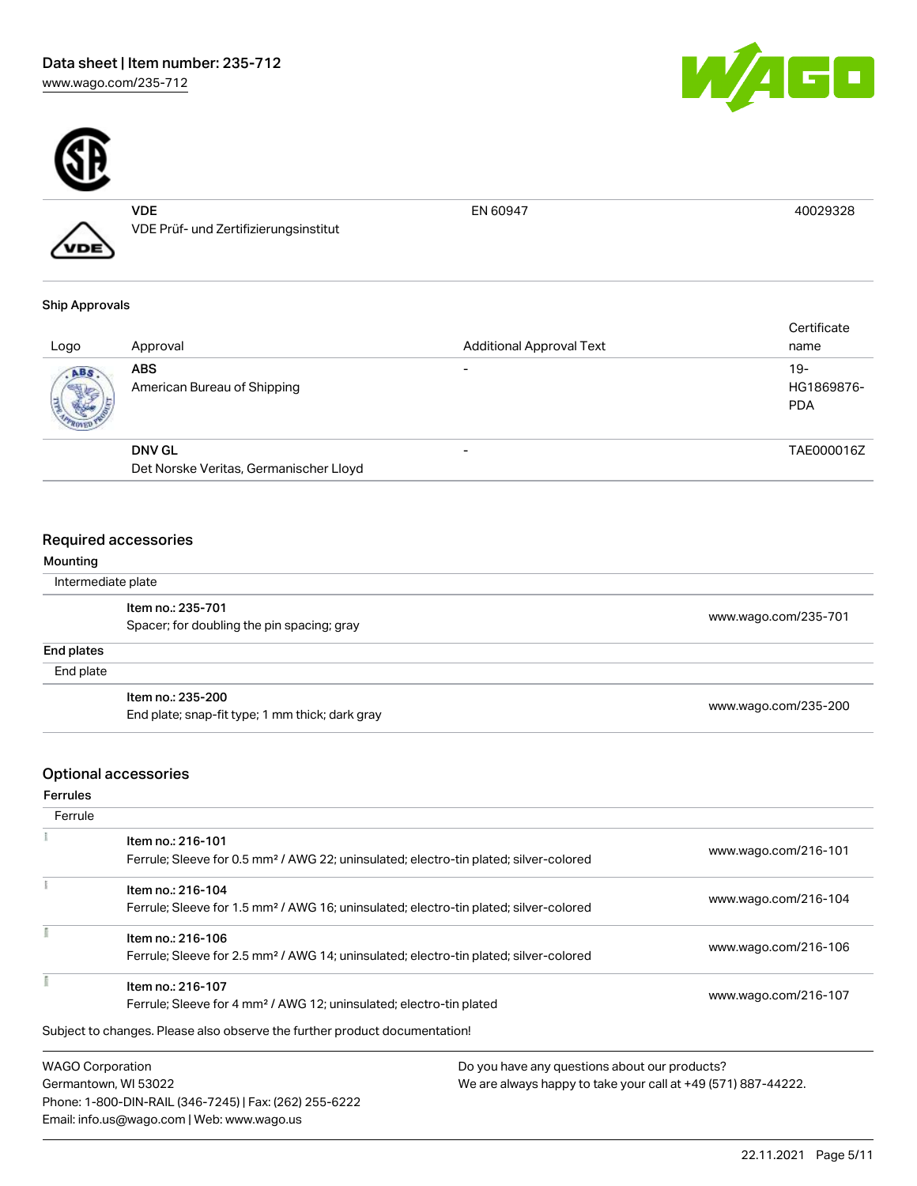| | | | |
|---|---|---|---|
| | **VDE**<br>VDE Prüf- und Zertifizierungsinstitut | EN 60947 | 40029328 |

### Ship Approvals

| Logo | Approval | Additional Approval Text | Certificate name |
|---|---|---|---|
| | **ABS**<br>American Bureau of Shipping | - | 19-HG1869876-PDA |
| | **DNV GL**<br>Det Norske Veritas, Germanischer Lloyd | - | TAE000016Z |

## Required accessories

### Mounting

Intermediate plate

| | |
|---|---|
| **Item no.: 235-701**<br>Spacer; for doubling the pin spacing; gray | www.wago.com/235-701 |

### End plates

End plate

| | |
|---|---|
| **Item no.: 235-200**<br>End plate; snap-fit type; 1 mm thick; dark gray | www.wago.com/235-200 |

## Optional accessories

### Ferrules

Ferrule

| | |
|---|---|
| **Item no.: 216-101**<br>Ferrule; Sleeve for 0.5 mm² / AWG 22; uninsulated; electro-tin plated; silver-colored | www.wago.com/216-101 |
| **Item no.: 216-104**<br>Ferrule; Sleeve for 1.5 mm² / AWG 16; uninsulated; electro-tin plated; silver-colored | www.wago.com/216-104 |
| **Item no.: 216-106**<br>Ferrule; Sleeve for 2.5 mm² / AWG 14; uninsulated; electro-tin plated; silver-colored | www.wago.com/216-106 |
| **Item no.: 216-107**<br>Ferrule; Sleeve for 4 mm² / AWG 12; uninsulated; electro-tin plated | www.wago.com/216-107 |

Subject to changes. Please also observe the further product documentation!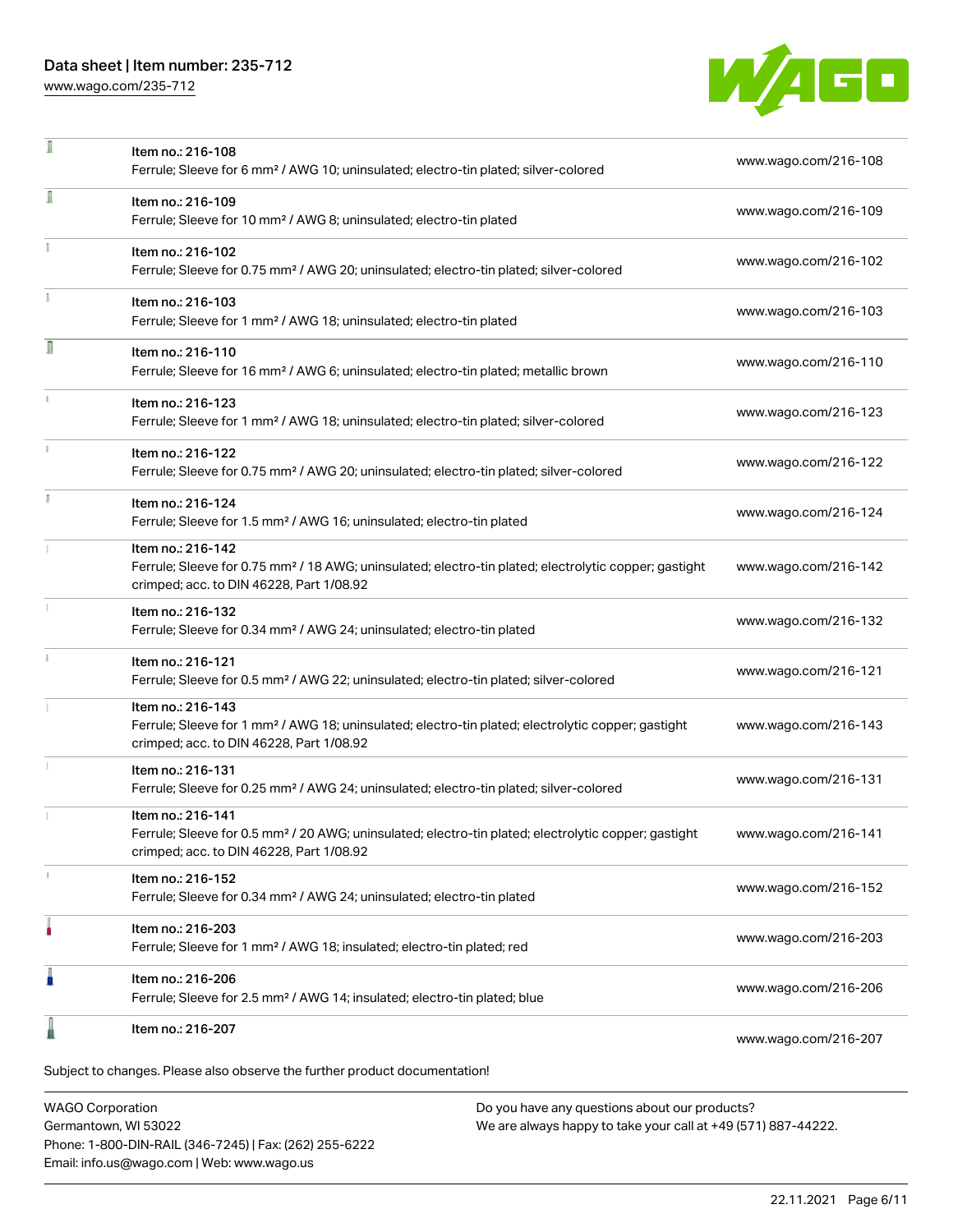| | | |
|---|---|---|
| | Item no.: 216-108<br>Ferrule; Sleeve for 6 mm² / AWG 10; uninsulated; electro-tin plated; silver-colored | www.wago.com/216-108 |
| | Item no.: 216-109<br>Ferrule; Sleeve for 10 mm² / AWG 8; uninsulated; electro-tin plated | www.wago.com/216-109 |
| | Item no.: 216-102<br>Ferrule; Sleeve for 0.75 mm² / AWG 20; uninsulated; electro-tin plated; silver-colored | www.wago.com/216-102 |
| | Item no.: 216-103<br>Ferrule; Sleeve for 1 mm² / AWG 18; uninsulated; electro-tin plated | www.wago.com/216-103 |
| | Item no.: 216-110<br>Ferrule; Sleeve for 16 mm² / AWG 6; uninsulated; electro-tin plated; metallic brown | www.wago.com/216-110 |
| | Item no.: 216-123<br>Ferrule; Sleeve for 1 mm² / AWG 18; uninsulated; electro-tin plated; silver-colored | www.wago.com/216-123 |
| | Item no.: 216-122<br>Ferrule; Sleeve for 0.75 mm² / AWG 20; uninsulated; electro-tin plated; silver-colored | www.wago.com/216-122 |
| | Item no.: 216-124<br>Ferrule; Sleeve for 1.5 mm² / AWG 16; uninsulated; electro-tin plated | www.wago.com/216-124 |
| | Item no.: 216-142<br>Ferrule; Sleeve for 0.75 mm² / 18 AWG; uninsulated; electro-tin plated; electrolytic copper; gastight crimped; acc. to DIN 46228, Part 1/08.92 | www.wago.com/216-142 |
| | Item no.: 216-132<br>Ferrule; Sleeve for 0.34 mm² / AWG 24; uninsulated; electro-tin plated | www.wago.com/216-132 |
| | Item no.: 216-121<br>Ferrule; Sleeve for 0.5 mm² / AWG 22; uninsulated; electro-tin plated; silver-colored | www.wago.com/216-121 |
| | Item no.: 216-143<br>Ferrule; Sleeve for 1 mm² / AWG 18; uninsulated; electro-tin plated; electrolytic copper; gastight crimped; acc. to DIN 46228, Part 1/08.92 | www.wago.com/216-143 |
| | Item no.: 216-131<br>Ferrule; Sleeve for 0.25 mm² / AWG 24; uninsulated; electro-tin plated; silver-colored | www.wago.com/216-131 |
| | Item no.: 216-141<br>Ferrule; Sleeve for 0.5 mm² / 20 AWG; uninsulated; electro-tin plated; electrolytic copper; gastight crimped; acc. to DIN 46228, Part 1/08.92 | www.wago.com/216-141 |
| | Item no.: 216-152<br>Ferrule; Sleeve for 0.34 mm² / AWG 24; uninsulated; electro-tin plated | www.wago.com/216-152 |
| | Item no.: 216-203<br>Ferrule; Sleeve for 1 mm² / AWG 18; insulated; electro-tin plated; red | www.wago.com/216-203 |
| | Item no.: 216-206<br>Ferrule; Sleeve for 2.5 mm² / AWG 14; insulated; electro-tin plated; blue | www.wago.com/216-206 |
| | Item no.: 216-207 | www.wago.com/216-207 |

Subject to changes. Please also observe the further product documentation!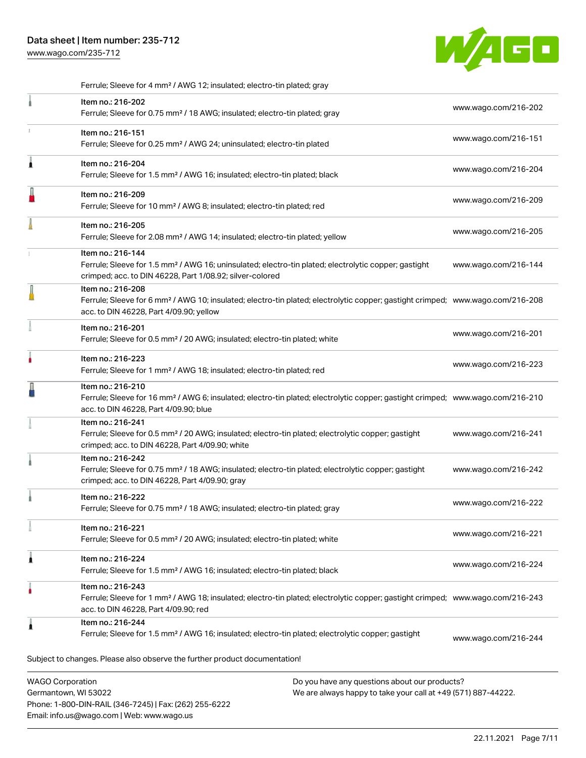Ferrule; Sleeve for 4 mm² / AWG 12; insulated; electro-tin plated; gray

| | | |
|---|---|---|
| | Item no.: 216-202<br>Ferrule; Sleeve for 0.75 mm² / 18 AWG; insulated; electro-tin plated; gray | www.wago.com/216-202 |
| | Item no.: 216-151<br>Ferrule; Sleeve for 0.25 mm² / AWG 24; uninsulated; electro-tin plated | www.wago.com/216-151 |
| | Item no.: 216-204<br>Ferrule; Sleeve for 1.5 mm² / AWG 16; insulated; electro-tin plated; black | www.wago.com/216-204 |
| | Item no.: 216-209<br>Ferrule; Sleeve for 10 mm² / AWG 8; insulated; electro-tin plated; red | www.wago.com/216-209 |
| | Item no.: 216-205<br>Ferrule; Sleeve for 2.08 mm² / AWG 14; insulated; electro-tin plated; yellow | www.wago.com/216-205 |
| | Item no.: 216-144<br>Ferrule; Sleeve for 1.5 mm² / AWG 16; uninsulated; electro-tin plated; electrolytic copper; gastight crimped; acc. to DIN 46228, Part 1/08.92; silver-colored | www.wago.com/216-144 |
| | Item no.: 216-208<br>Ferrule; Sleeve for 6 mm² / AWG 10; insulated; electro-tin plated; electrolytic copper; gastight crimped; acc. to DIN 46228, Part 4/09.90; yellow | www.wago.com/216-208 |
| | Item no.: 216-201<br>Ferrule; Sleeve for 0.5 mm² / 20 AWG; insulated; electro-tin plated; white | www.wago.com/216-201 |
| | Item no.: 216-223<br>Ferrule; Sleeve for 1 mm² / AWG 18; insulated; electro-tin plated; red | www.wago.com/216-223 |
| | Item no.: 216-210<br>Ferrule; Sleeve for 16 mm² / AWG 6; insulated; electro-tin plated; electrolytic copper; gastight crimped; acc. to DIN 46228, Part 4/09.90; blue | www.wago.com/216-210 |
| | Item no.: 216-241<br>Ferrule; Sleeve for 0.5 mm² / 20 AWG; insulated; electro-tin plated; electrolytic copper; gastight crimped; acc. to DIN 46228, Part 4/09.90; white | www.wago.com/216-241 |
| | Item no.: 216-242<br>Ferrule; Sleeve for 0.75 mm² / 18 AWG; insulated; electro-tin plated; electrolytic copper; gastight crimped; acc. to DIN 46228, Part 4/09.90; gray | www.wago.com/216-242 |
| | Item no.: 216-222<br>Ferrule; Sleeve for 0.75 mm² / 18 AWG; insulated; electro-tin plated; gray | www.wago.com/216-222 |
| | Item no.: 216-221<br>Ferrule; Sleeve for 0.5 mm² / 20 AWG; insulated; electro-tin plated; white | www.wago.com/216-221 |
| | Item no.: 216-224<br>Ferrule; Sleeve for 1.5 mm² / AWG 16; insulated; electro-tin plated; black | www.wago.com/216-224 |
| | Item no.: 216-243<br>Ferrule; Sleeve for 1 mm² / AWG 18; insulated; electro-tin plated; electrolytic copper; gastight crimped; acc. to DIN 46228, Part 4/09.90; red | www.wago.com/216-243 |
| | Item no.: 216-244<br>Ferrule; Sleeve for 1.5 mm² / AWG 16; insulated; electro-tin plated; electrolytic copper; gastight | www.wago.com/216-244 |

Subject to changes. Please also observe the further product documentation!

WAGO Corporation
Germantown, WI 53022
Phone: 1-800-DIN-RAIL (346-7245) | Fax: (262) 255-6222
Email: info.us@wago.com | Web: www.wago.us

Do you have any questions about our products?
We are always happy to take your call at +49 (571) 887-44222.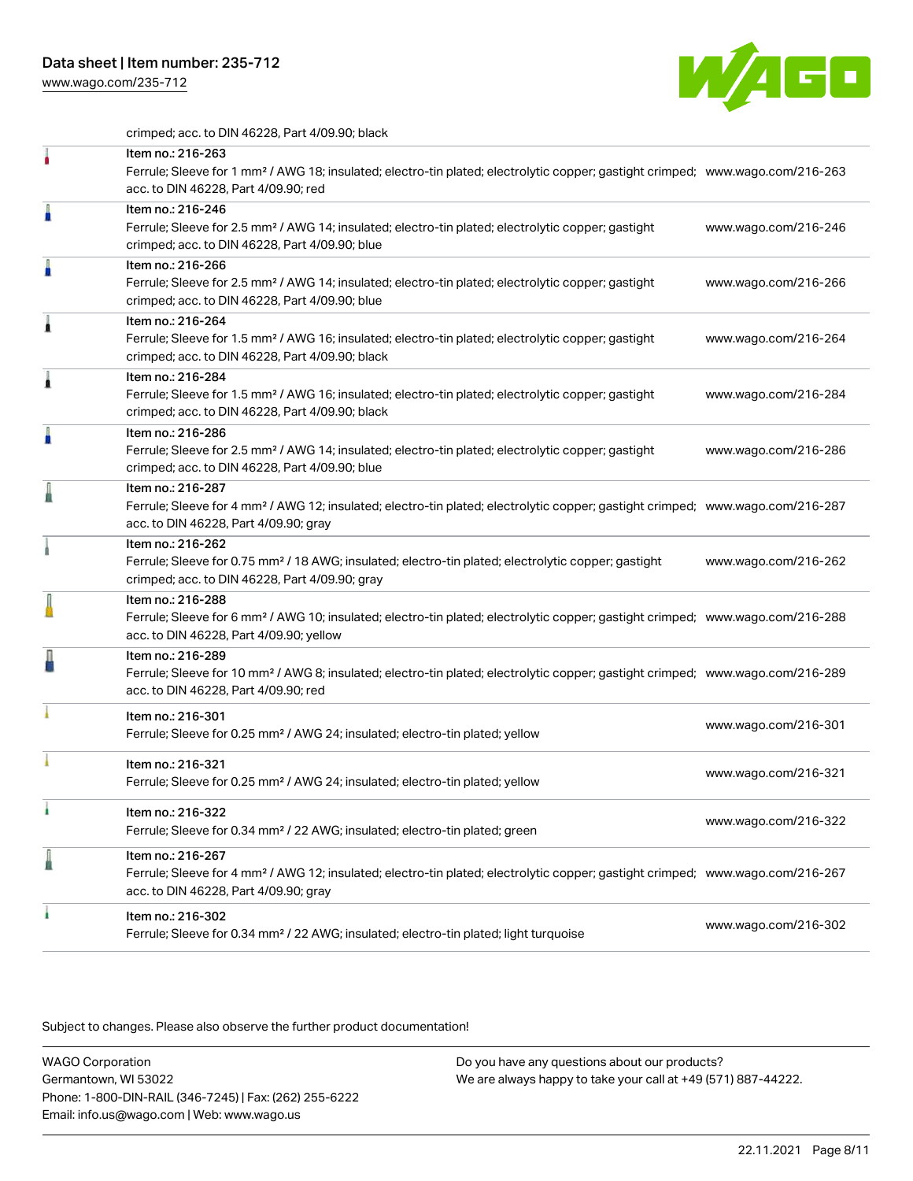crimped; acc. to DIN 46228, Part 4/09.90; black

| Item | Link |
|---|---|
| Item no.: 216-263<br>Ferrule; Sleeve for 1 mm² / AWG 18; insulated; electro-tin plated; electrolytic copper; gastight crimped; acc. to DIN 46228, Part 4/09.90; red | www.wago.com/216-263 |
| Item no.: 216-246<br>Ferrule; Sleeve for 2.5 mm² / AWG 14; insulated; electro-tin plated; electrolytic copper; gastight crimped; acc. to DIN 46228, Part 4/09.90; blue | www.wago.com/216-246 |
| Item no.: 216-266<br>Ferrule; Sleeve for 2.5 mm² / AWG 14; insulated; electro-tin plated; electrolytic copper; gastight crimped; acc. to DIN 46228, Part 4/09.90; blue | www.wago.com/216-266 |
| Item no.: 216-264<br>Ferrule; Sleeve for 1.5 mm² / AWG 16; insulated; electro-tin plated; electrolytic copper; gastight crimped; acc. to DIN 46228, Part 4/09.90; black | www.wago.com/216-264 |
| Item no.: 216-284<br>Ferrule; Sleeve for 1.5 mm² / AWG 16; insulated; electro-tin plated; electrolytic copper; gastight crimped; acc. to DIN 46228, Part 4/09.90; black | www.wago.com/216-284 |
| Item no.: 216-286<br>Ferrule; Sleeve for 2.5 mm² / AWG 14; insulated; electro-tin plated; electrolytic copper; gastight crimped; acc. to DIN 46228, Part 4/09.90; blue | www.wago.com/216-286 |
| Item no.: 216-287<br>Ferrule; Sleeve for 4 mm² / AWG 12; insulated; electro-tin plated; electrolytic copper; gastight crimped; acc. to DIN 46228, Part 4/09.90; gray | www.wago.com/216-287 |
| Item no.: 216-262<br>Ferrule; Sleeve for 0.75 mm² / 18 AWG; insulated; electro-tin plated; electrolytic copper; gastight crimped; acc. to DIN 46228, Part 4/09.90; gray | www.wago.com/216-262 |
| Item no.: 216-288<br>Ferrule; Sleeve for 6 mm² / AWG 10; insulated; electro-tin plated; electrolytic copper; gastight crimped; acc. to DIN 46228, Part 4/09.90; yellow | www.wago.com/216-288 |
| Item no.: 216-289<br>Ferrule; Sleeve for 10 mm² / AWG 8; insulated; electro-tin plated; electrolytic copper; gastight crimped; acc. to DIN 46228, Part 4/09.90; red | www.wago.com/216-289 |
| Item no.: 216-301<br>Ferrule; Sleeve for 0.25 mm² / AWG 24; insulated; electro-tin plated; yellow | www.wago.com/216-301 |
| Item no.: 216-321<br>Ferrule; Sleeve for 0.25 mm² / AWG 24; insulated; electro-tin plated; yellow | www.wago.com/216-321 |
| Item no.: 216-322<br>Ferrule; Sleeve for 0.34 mm² / 22 AWG; insulated; electro-tin plated; green | www.wago.com/216-322 |
| Item no.: 216-267<br>Ferrule; Sleeve for 4 mm² / AWG 12; insulated; electro-tin plated; electrolytic copper; gastight crimped; acc. to DIN 46228, Part 4/09.90; gray | www.wago.com/216-267 |
| Item no.: 216-302<br>Ferrule; Sleeve for 0.34 mm² / 22 AWG; insulated; electro-tin plated; light turquoise | www.wago.com/216-302 |

Subject to changes. Please also observe the further product documentation!

WAGO Corporation
Germantown, WI 53022
Phone: 1-800-DIN-RAIL (346-7245) | Fax: (262) 255-6222
Email: info.us@wago.com | Web: www.wago.us

Do you have any questions about our products?
We are always happy to take your call at +49 (571) 887-44222.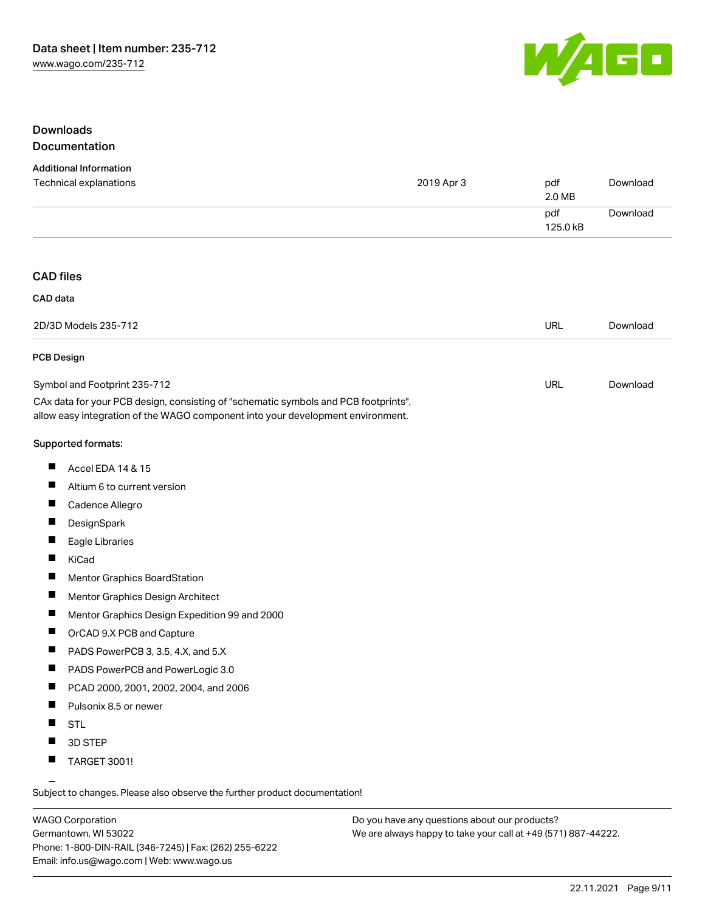## Downloads

### Documentation

#### Additional Information

| | | | |
|---|---|---|---|
| Technical explanations | 2019 Apr 3 | pdf 2.0 MB | Download |
| | | pdf 125.0 kB | Download |

### CAD files

#### CAD data

| | | |
|---|---|---|
| 2D/3D Models 235-712 | URL | Download |

#### PCB Design

| | | |
|---|---|---|
| Symbol and Footprint 235-712 | URL | Download |

CAx data for your PCB design, consisting of "schematic symbols and PCB footprints", allow easy integration of the WAGO component into your development environment.

Supported formats:

- Accel EDA 14 & 15
- Altium 6 to current version
- Cadence Allegro
- DesignSpark
- Eagle Libraries
- KiCad
- Mentor Graphics BoardStation
- Mentor Graphics Design Architect
- Mentor Graphics Design Expedition 99 and 2000
- OrCAD 9.X PCB and Capture
- PADS PowerPCB 3, 3.5, 4.X, and 5.X
- PADS PowerPCB and PowerLogic 3.0
- PCAD 2000, 2001, 2002, 2004, and 2006
- Pulsonix 8.5 or newer
- STL
- 3D STEP
- TARGET 3001!

Subject to changes. Please also observe the further product documentation!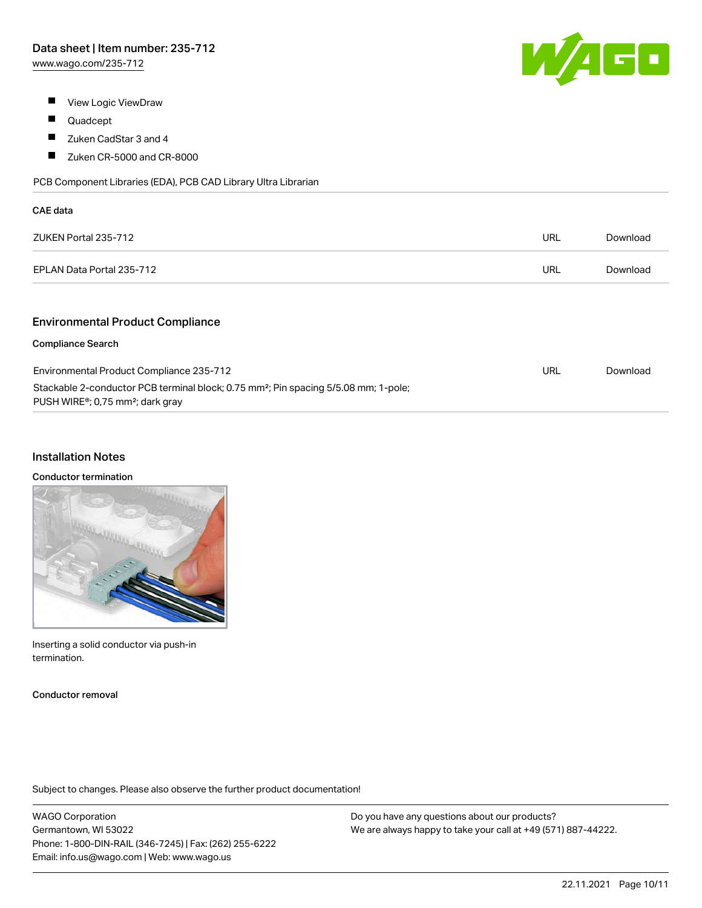- View Logic ViewDraw
- Quadcept
- Zuken CadStar 3 and 4
- Zuken CR-5000 and CR-8000

PCB Component Libraries (EDA), PCB CAD Library Ultra Librarian

**CAE data**

| | | |
|---|---|---|
| ZUKEN Portal 235-712 | URL | Download |
| EPLAN Data Portal 235-712 | URL | Download |

## Environmental Product Compliance

**Compliance Search**

| | | |
|---|---|---|
| Environmental Product Compliance 235-712<br>Stackable 2-conductor PCB terminal block; 0.75 mm²; Pin spacing 5/5.08 mm; 1-pole; PUSH WIRE®; 0,75 mm²; dark gray | URL | Download |

## Installation Notes

**Conductor termination**

Inserting a solid conductor via push-in termination.

**Conductor removal**

Subject to changes. Please also observe the further product documentation!

WAGO Corporation
Germantown, WI 53022
Phone: 1-800-DIN-RAIL (346-7245) | Fax: (262) 255-6222
Email: info.us@wago.com | Web: www.wago.us

Do you have any questions about our products?
We are always happy to take your call at +49 (571) 887-44222.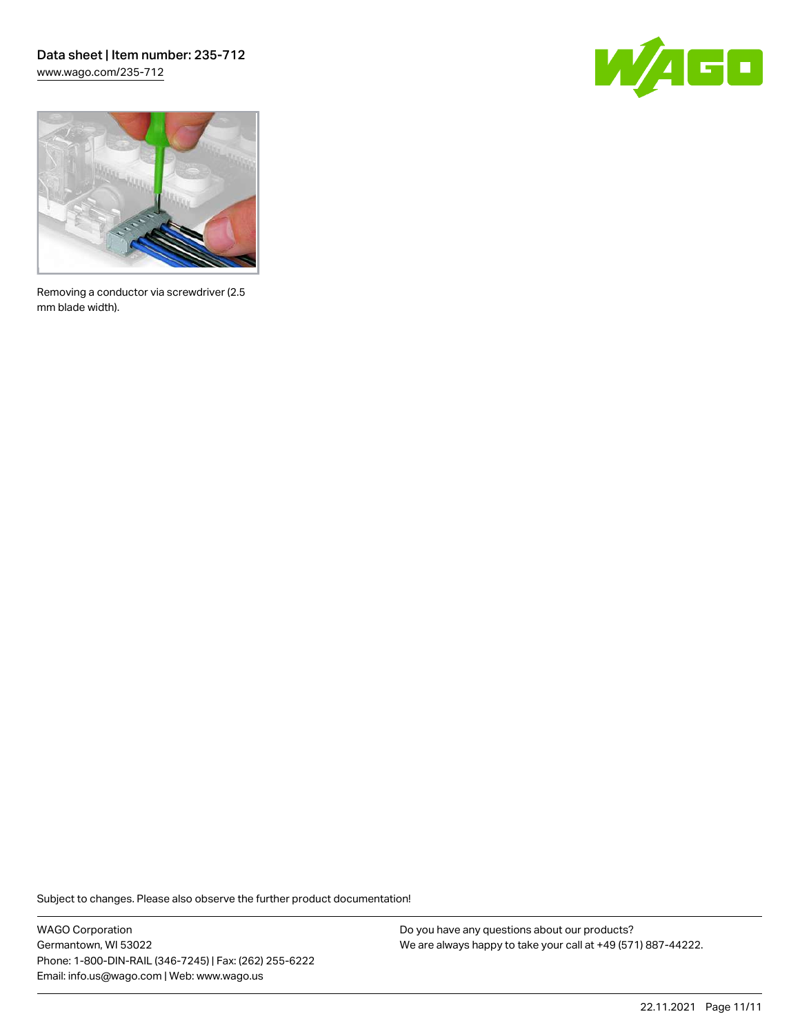Removing a conductor via screwdriver (2.5 mm blade width).

Subject to changes. Please also observe the further product documentation!

WAGO Corporation
Germantown, WI 53022
Phone: 1-800-DIN-RAIL (346-7245) | Fax: (262) 255-6222
Email: info.us@wago.com | Web: www.wago.us

Do you have any questions about our products?
We are always happy to take your call at +49 (571) 887-44222.